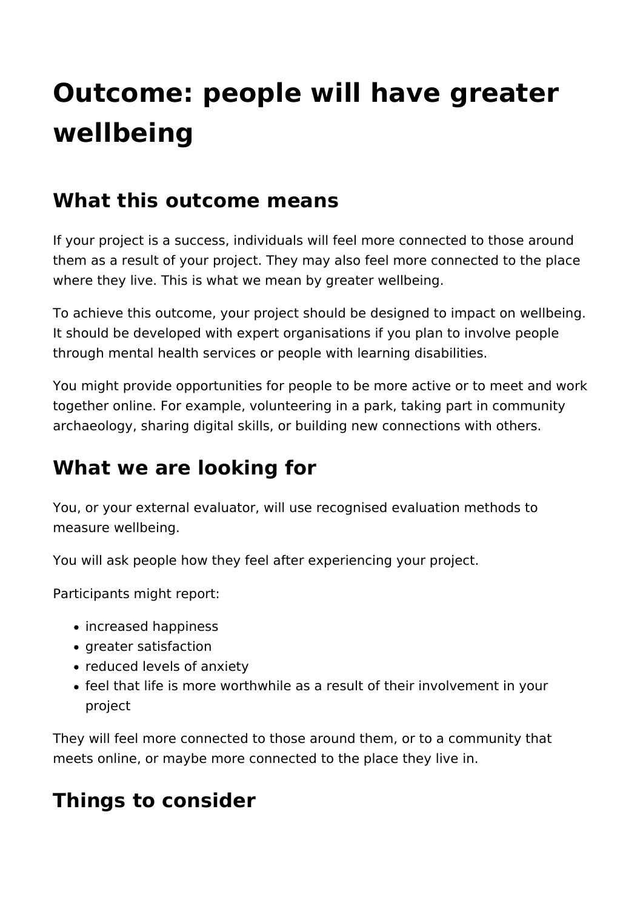# Outcome: people will have greater wellbeing

## What this outcome means

If your project is a success, individuals will feel more connected to those around them as a result of your project. They may also feel more connected to the place where they live. This is what we mean by greater wellbeing.

To achieve this outcome, your project should be designed to impact on wellbeing. It should be developed with expert organisations if you plan to involve people through mental health services or people with learning disabilities.

You might provide opportunities for people to be more active or to meet and work together online. For example, volunteering in a park, taking part in community archaeology, sharing digital skills, or building new connections with others.

## What we are looking for

You, or your external evaluator, will use recognised evaluation methods to measure wellbeing.

You will ask people how they feel after experiencing your project.

Participants might report:

- increased happiness
- greater satisfaction
- reduced levels of anxiety
- feel that life is more worthwhile as a result of their involvement in your project

They will feel more connected to those around them, or to a community that meets online, or maybe more connected to the place they live in.

## Things to consider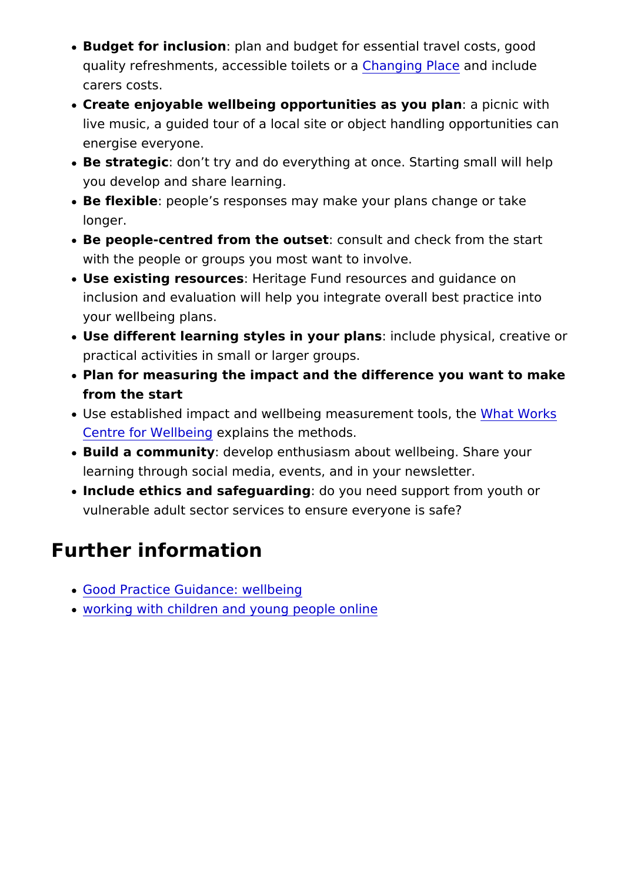- **Budget for inclusion**: plan and budget for essential travel costs, good quality refreshments, accessible toilets or a Changing Place and include carers costs.
- **Create enjoyable wellbeing opportunities as you plan**: a picnic with live music, a guided tour of a local site or object handling opportunities can energise everyone.
- **Be strategic**: don't try and do everything at once. Starting small will help you develop and share learning.
- **Be flexible**: people's responses may make your plans change or take longer.
- **Be people-centred from the outset**: consult and check from the start with the people or groups you most want to involve.
- **Use existing resources**: Heritage Fund resources and guidance on inclusion and evaluation will help you integrate overall best practice into your wellbeing plans.
- **Use different learning styles in your plans**: include physical, creative or practical activities in small or larger groups.
- **Plan for measuring the impact and the difference you want to make from the start**
- Use established impact and wellbeing measurement tools, the What Works Centre for Wellbeing explains the methods.
- **Build a community**: develop enthusiasm about wellbeing. Share your learning through social media, events, and in your newsletter.
- **Include ethics and safeguarding**: do you need support from youth or vulnerable adult sector services to ensure everyone is safe?

## Further information

- Good Practice Guidance: wellbeing
- working with children and young people online